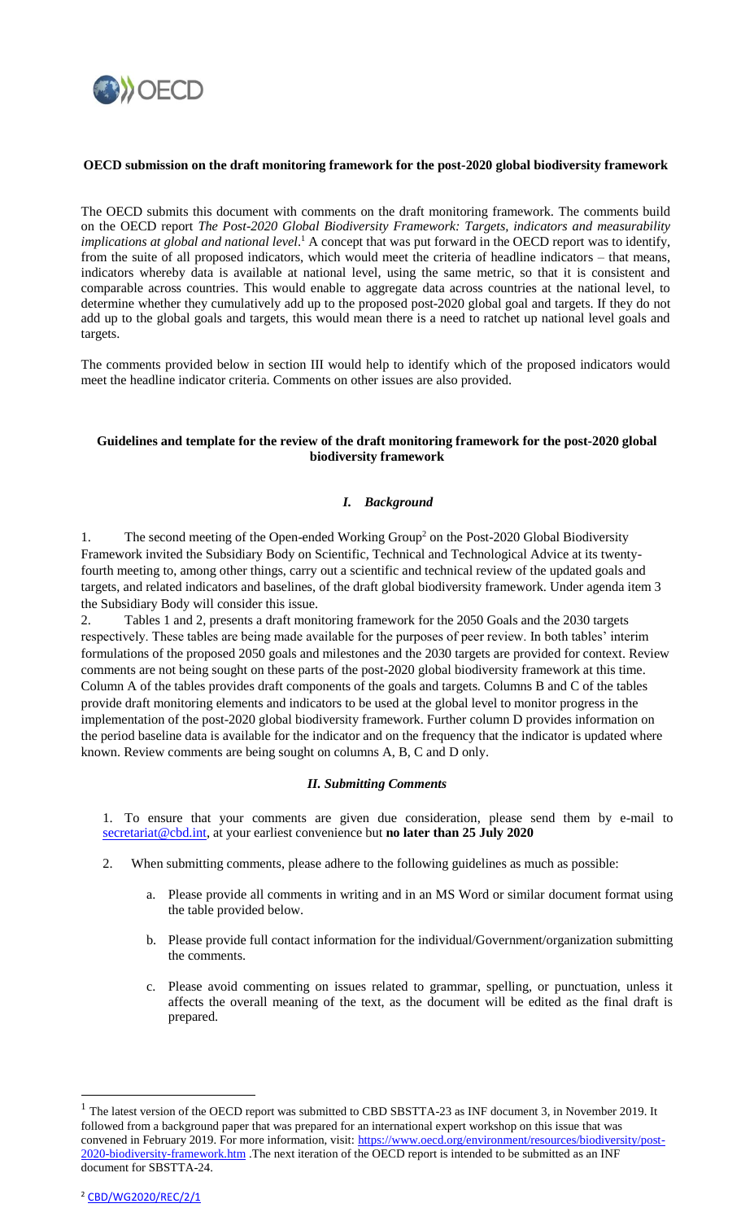**OECD submission on the draft monitoring framework for the post-2020 global biodiversity framework**

The OECD submits this document with comments on the draft monitoring framework. The comments build on the OECD report *The Post-2020 Global Biodiversity Framework: Targets, indicators and measurability implications at global and national level*.[1] A concept that was put forward in the OECD report was to identify, from the suite of all proposed indicators, which would meet the criteria of headline indicators – that means, indicators whereby data is available at national level, using the same metric, so that it is consistent and comparable across countries. This would enable to aggregate data across countries at the national level, to determine whether they cumulatively add up to the proposed post-2020 global goal and targets. If they do not add up to the global goals and targets, this would mean there is a need to ratchet up national level goals and targets.

The comments provided below in section III would help to identify which of the proposed indicators would meet the headline indicator criteria. Comments on other issues are also provided.

## Guidelines and template for the review of the draft monitoring framework for the post-2020 global biodiversity framework

### *I. Background*

1. The second meeting of the Open-ended Working Group[2] on the Post-2020 Global Biodiversity Framework invited the Subsidiary Body on Scientific, Technical and Technological Advice at its twenty-fourth meeting to, among other things, carry out a scientific and technical review of the updated goals and targets, and related indicators and baselines, of the draft global biodiversity framework. Under agenda item 3 the Subsidiary Body will consider this issue.

2. Tables 1 and 2, presents a draft monitoring framework for the 2050 Goals and the 2030 targets respectively. These tables are being made available for the purposes of peer review. In both tables' interim formulations of the proposed 2050 goals and milestones and the 2030 targets are provided for context. Review comments are not being sought on these parts of the post-2020 global biodiversity framework at this time. Column A of the tables provides draft components of the goals and targets. Columns B and C of the tables provide draft monitoring elements and indicators to be used at the global level to monitor progress in the implementation of the post-2020 global biodiversity framework. Further column D provides information on the period baseline data is available for the indicator and on the frequency that the indicator is updated where known. Review comments are being sought on columns A, B, C and D only.

### *II. Submitting Comments*

1. To ensure that your comments are given due consideration, please send them by e-mail to secretariat@cbd.int, at your earliest convenience but **no later than 25 July 2020**

2. When submitting comments, please adhere to the following guidelines as much as possible:

   a. Please provide all comments in writing and in an MS Word or similar document format using the table provided below.

   b. Please provide full contact information for the individual/Government/organization submitting the comments.

   c. Please avoid commenting on issues related to grammar, spelling, or punctuation, unless it affects the overall meaning of the text, as the document will be edited as the final draft is prepared.

---

[1] The latest version of the OECD report was submitted to CBD SBSTTA-23 as INF document 3, in November 2019. It followed from a background paper that was prepared for an international expert workshop on this issue that was convened in February 2019. For more information, visit: https://www.oecd.org/environment/resources/biodiversity/post-2020-biodiversity-framework.htm .The next iteration of the OECD report is intended to be submitted as an INF document for SBSTTA-24.

[2] CBD/WG2020/REC/2/1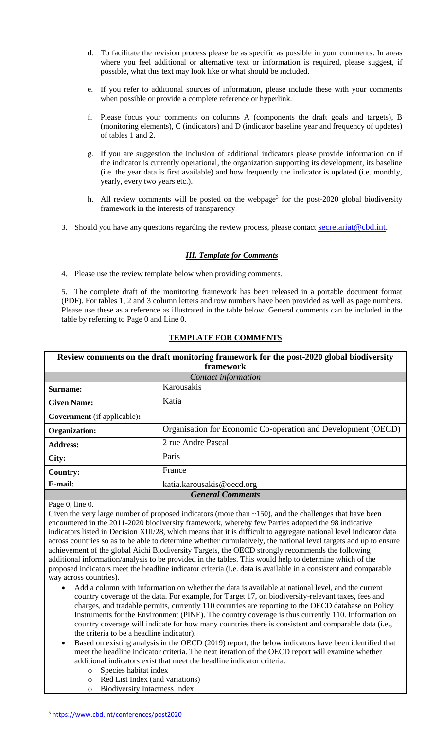d. To facilitate the revision process please be as specific as possible in your comments. In areas where you feel additional or alternative text or information is required, please suggest, if possible, what this text may look like or what should be included.

e. If you refer to additional sources of information, please include these with your comments when possible or provide a complete reference or hyperlink.

f. Please focus your comments on columns A (components the draft goals and targets), B (monitoring elements), C (indicators) and D (indicator baseline year and frequency of updates) of tables 1 and 2.

g. If you are suggestion the inclusion of additional indicators please provide information on if the indicator is currently operational, the organization supporting its development, its baseline (i.e. the year data is first available) and how frequently the indicator is updated (i.e. monthly, yearly, every two years etc.).

h. All review comments will be posted on the webpage[3] for the post-2020 global biodiversity framework in the interests of transparency

3. Should you have any questions regarding the review process, please contact secretariat@cbd.int.

### *III. Template for Comments*

4. Please use the review template below when providing comments.

5. The complete draft of the monitoring framework has been released in a portable document format (PDF). For tables 1, 2 and 3 column letters and row numbers have been provided as well as page numbers. Please use these as a reference as illustrated in the table below. General comments can be included in the table by referring to Page 0 and Line 0.

## TEMPLATE FOR COMMENTS

| **Review comments on the draft monitoring framework for the post-2020 global biodiversity framework** | |
|---|---|
| *Contact information* | |
| **Surname:** | Karousakis |
| **Given Name:** | Katia |
| **Government** (if applicable)**:** | |
| **Organization:** | Organisation for Economic Co-operation and Development (OECD) |
| **Address:** | 2 rue Andre Pascal |
| **City:** | Paris |
| **Country:** | France |
| **E-mail:** | katia.karousakis@oecd.org |
| ***General Comments*** | |

Page 0, line 0.

Given the very large number of proposed indicators (more than ~150), and the challenges that have been encountered in the 2011-2020 biodiversity framework, whereby few Parties adopted the 98 indicative indicators listed in Decision XIII/28, which means that it is difficult to aggregate national level indicator data across countries so as to be able to determine whether cumulatively, the national level targets add up to ensure achievement of the global Aichi Biodiversity Targets, the OECD strongly recommends the following additional information/analysis to be provided in the tables. This would help to determine which of the proposed indicators meet the headline indicator criteria (i.e. data is available in a consistent and comparable way across countries).

- Add a column with information on whether the data is available at national level, and the current country coverage of the data. For example, for Target 17, on biodiversity-relevant taxes, fees and charges, and tradable permits, currently 110 countries are reporting to the OECD database on Policy Instruments for the Environment (PINE). The country coverage is thus currently 110. Information on country coverage will indicate for how many countries there is consistent and comparable data (i.e., the criteria to be a headline indicator).
- Based on existing analysis in the OECD (2019) report, the below indicators have been identified that meet the headline indicator criteria. The next iteration of the OECD report will examine whether additional indicators exist that meet the headline indicator criteria.
  - Species habitat index
  - Red List Index (and variations)
  - Biodiversity Intactness Index

[3] https://www.cbd.int/conferences/post2020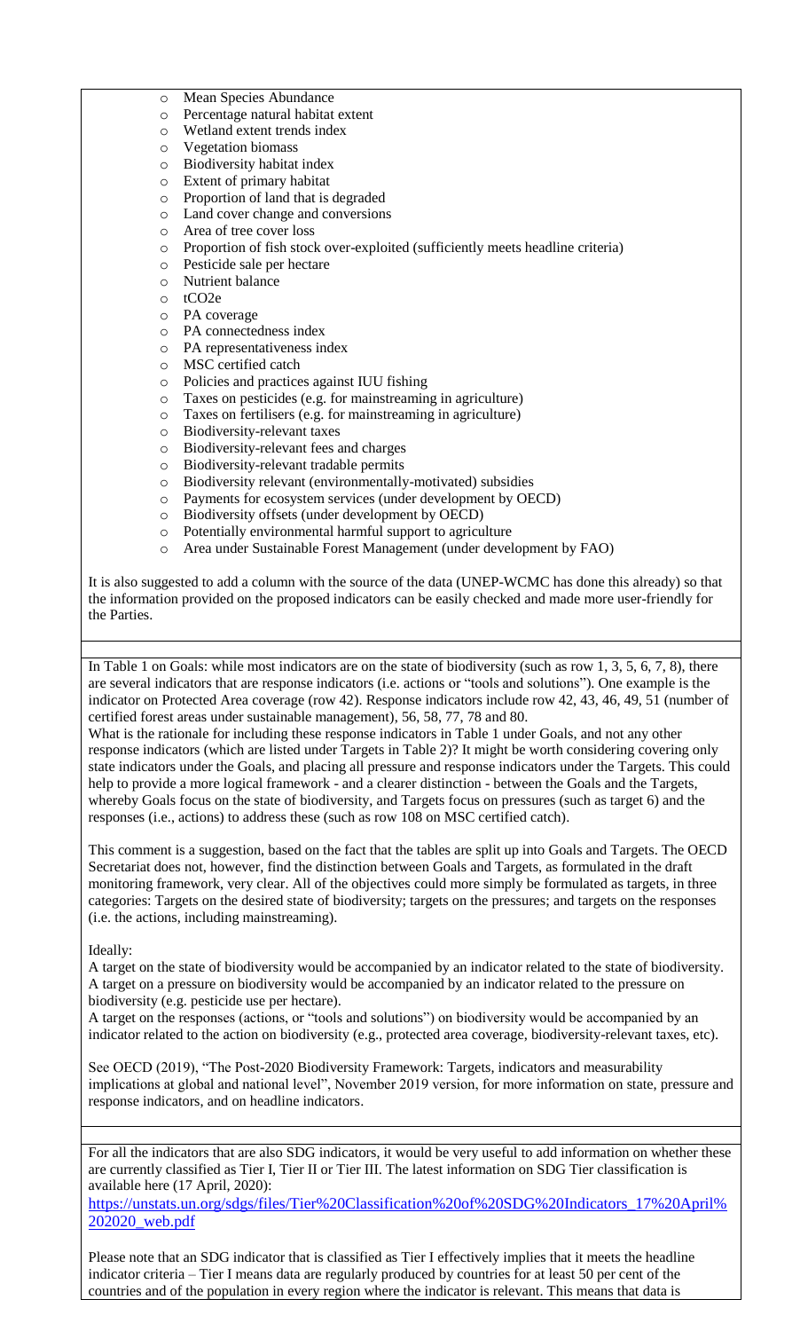- Mean Species Abundance
- Percentage natural habitat extent
- Wetland extent trends index
- Vegetation biomass
- Biodiversity habitat index
- Extent of primary habitat
- Proportion of land that is degraded
- Land cover change and conversions
- Area of tree cover loss
- Proportion of fish stock over-exploited (sufficiently meets headline criteria)
- Pesticide sale per hectare
- Nutrient balance
- tCO2e
- PA coverage
- PA connectedness index
- PA representativeness index
- MSC certified catch
- Policies and practices against IUU fishing
- Taxes on pesticides (e.g. for mainstreaming in agriculture)
- Taxes on fertilisers (e.g. for mainstreaming in agriculture)
- Biodiversity-relevant taxes
- Biodiversity-relevant fees and charges
- Biodiversity-relevant tradable permits
- Biodiversity relevant (environmentally-motivated) subsidies
- Payments for ecosystem services (under development by OECD)
- Biodiversity offsets (under development by OECD)
- Potentially environmental harmful support to agriculture
- Area under Sustainable Forest Management (under development by FAO)

It is also suggested to add a column with the source of the data (UNEP-WCMC has done this already) so that the information provided on the proposed indicators can be easily checked and made more user-friendly for the Parties.

---

In Table 1 on Goals: while most indicators are on the state of biodiversity (such as row 1, 3, 5, 6, 7, 8), there are several indicators that are response indicators (i.e. actions or "tools and solutions"). One example is the indicator on Protected Area coverage (row 42). Response indicators include row 42, 43, 46, 49, 51 (number of certified forest areas under sustainable management), 56, 58, 77, 78 and 80.

What is the rationale for including these response indicators in Table 1 under Goals, and not any other response indicators (which are listed under Targets in Table 2)? It might be worth considering covering only state indicators under the Goals, and placing all pressure and response indicators under the Targets. This could help to provide a more logical framework - and a clearer distinction - between the Goals and the Targets, whereby Goals focus on the state of biodiversity, and Targets focus on pressures (such as target 6) and the responses (i.e., actions) to address these (such as row 108 on MSC certified catch).

This comment is a suggestion, based on the fact that the tables are split up into Goals and Targets. The OECD Secretariat does not, however, find the distinction between Goals and Targets, as formulated in the draft monitoring framework, very clear. All of the objectives could more simply be formulated as targets, in three categories: Targets on the desired state of biodiversity; targets on the pressures; and targets on the responses (i.e. the actions, including mainstreaming).

Ideally:

A target on the state of biodiversity would be accompanied by an indicator related to the state of biodiversity.
A target on a pressure on biodiversity would be accompanied by an indicator related to the pressure on biodiversity (e.g. pesticide use per hectare).
A target on the responses (actions, or "tools and solutions") on biodiversity would be accompanied by an indicator related to the action on biodiversity (e.g., protected area coverage, biodiversity-relevant taxes, etc).

See OECD (2019), "The Post-2020 Biodiversity Framework: Targets, indicators and measurability implications at global and national level", November 2019 version, for more information on state, pressure and response indicators, and on headline indicators.

---

For all the indicators that are also SDG indicators, it would be very useful to add information on whether these are currently classified as Tier I, Tier II or Tier III. The latest information on SDG Tier classification is available here (17 April, 2020):
https://unstats.un.org/sdgs/files/Tier%20Classification%20of%20SDG%20Indicators_17%20April%202020_web.pdf

Please note that an SDG indicator that is classified as Tier I effectively implies that it meets the headline indicator criteria – Tier I means data are regularly produced by countries for at least 50 per cent of the countries and of the population in every region where the indicator is relevant. This means that data is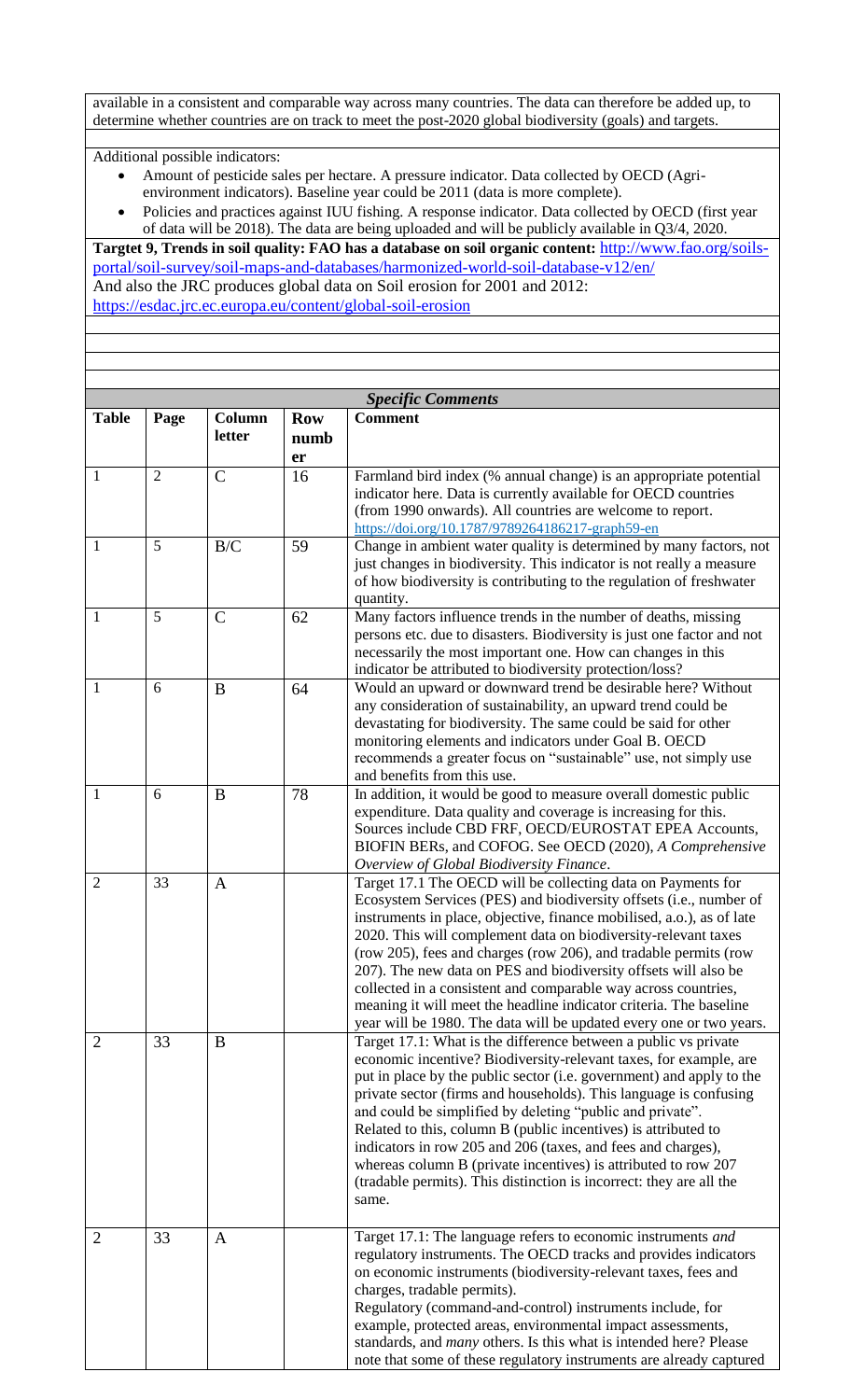available in a consistent and comparable way across many countries. The data can therefore be added up, to determine whether countries are on track to meet the post-2020 global biodiversity (goals) and targets.

Additional possible indicators:

- Amount of pesticide sales per hectare. A pressure indicator. Data collected by OECD (Agri-environment indicators). Baseline year could be 2011 (data is more complete).
- Policies and practices against IUU fishing. A response indicator. Data collected by OECD (first year of data will be 2018). The data are being uploaded and will be publicly available in Q3/4, 2020.

**Targtet 9, Trends in soil quality: FAO has a database on soil organic content:** http://www.fao.org/soils-portal/soil-survey/soil-maps-and-databases/harmonized-world-soil-database-v12/en/
And also the JRC produces global data on Soil erosion for 2001 and 2012:
https://esdac.jrc.ec.europa.eu/content/global-soil-erosion

***Specific Comments***

| Table | Page | Column letter | Row number | Comment |
|---|---|---|---|---|
| 1 | 2 | C | 16 | Farmland bird index (% annual change) is an appropriate potential indicator here. Data is currently available for OECD countries (from 1990 onwards). All countries are welcome to report. https://doi.org/10.1787/9789264186217-graph59-en |
| 1 | 5 | B/C | 59 | Change in ambient water quality is determined by many factors, not just changes in biodiversity. This indicator is not really a measure of how biodiversity is contributing to the regulation of freshwater quantity. |
| 1 | 5 | C | 62 | Many factors influence trends in the number of deaths, missing persons etc. due to disasters. Biodiversity is just one factor and not necessarily the most important one. How can changes in this indicator be attributed to biodiversity protection/loss? |
| 1 | 6 | B | 64 | Would an upward or downward trend be desirable here? Without any consideration of sustainability, an upward trend could be devastating for biodiversity. The same could be said for other monitoring elements and indicators under Goal B. OECD recommends a greater focus on "sustainable" use, not simply use and benefits from this use. |
| 1 | 6 | B | 78 | In addition, it would be good to measure overall domestic public expenditure. Data quality and coverage is increasing for this. Sources include CBD FRF, OECD/EUROSTAT EPEA Accounts, BIOFIN BERs, and COFOG. See OECD (2020), *A Comprehensive Overview of Global Biodiversity Finance*. |
| 2 | 33 | A | | Target 17.1 The OECD will be collecting data on Payments for Ecosystem Services (PES) and biodiversity offsets (i.e., number of instruments in place, objective, finance mobilised, a.o.), as of late 2020. This will complement data on biodiversity-relevant taxes (row 205), fees and charges (row 206), and tradable permits (row 207). The new data on PES and biodiversity offsets will also be collected in a consistent and comparable way across countries, meaning it will meet the headline indicator criteria. The baseline year will be 1980. The data will be updated every one or two years. |
| 2 | 33 | B | | Target 17.1: What is the difference between a public vs private economic incentive? Biodiversity-relevant taxes, for example, are put in place by the public sector (i.e. government) and apply to the private sector (firms and households). This language is confusing and could be simplified by deleting "public and private". Related to this, column B (public incentives) is attributed to indicators in row 205 and 206 (taxes, and fees and charges), whereas column B (private incentives) is attributed to row 207 (tradable permits). This distinction is incorrect: they are all the same. |
| 2 | 33 | A | | Target 17.1: The language refers to economic instruments *and* regulatory instruments. The OECD tracks and provides indicators on economic instruments (biodiversity-relevant taxes, fees and charges, tradable permits). Regulatory (command-and-control) instruments include, for example, protected areas, environmental impact assessments, standards, and *many* others. Is this what is intended here? Please note that some of these regulatory instruments are already captured |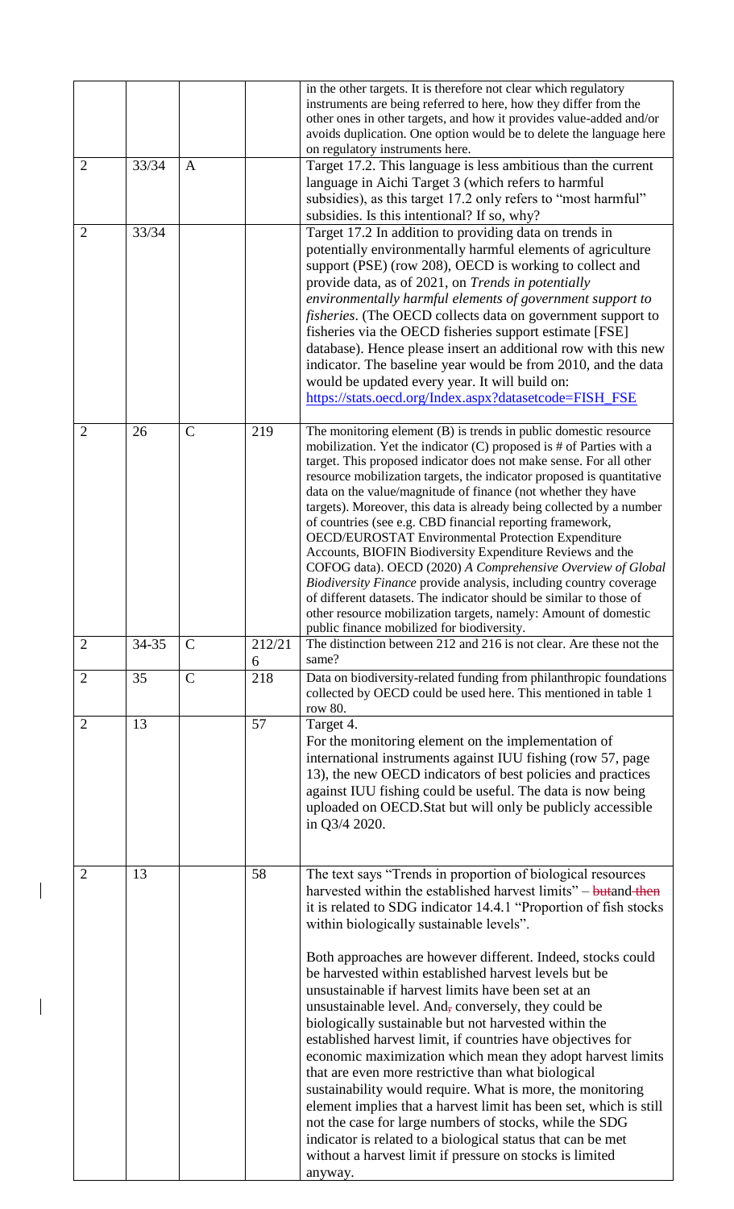| | | | | |
|---|---|---|---|---|
| | | | | in the other targets. It is therefore not clear which regulatory instruments are being referred to here, how they differ from the other ones in other targets, and how it provides value-added and/or avoids duplication. One option would be to delete the language here on regulatory instruments here. |
| 2 | 33/34 | A | | Target 17.2. This language is less ambitious than the current language in Aichi Target 3 (which refers to harmful subsidies), as this target 17.2 only refers to "most harmful" subsidies. Is this intentional? If so, why? |
| 2 | 33/34 | | | Target 17.2 In addition to providing data on trends in potentially environmentally harmful elements of agriculture support (PSE) (row 208), OECD is working to collect and provide data, as of 2021, on *Trends in potentially environmentally harmful elements of government support to fisheries*. (The OECD collects data on government support to fisheries via the OECD fisheries support estimate [FSE] database). Hence please insert an additional row with this new indicator. The baseline year would be from 2010, and the data would be updated every year. It will build on: https://stats.oecd.org/Index.aspx?datasetcode=FISH_FSE |
| 2 | 26 | C | 219 | The monitoring element (B) is trends in public domestic resource mobilization. Yet the indicator (C) proposed is # of Parties with a target. This proposed indicator does not make sense. For all other resource mobilization targets, the indicator proposed is quantitative data on the value/magnitude of finance (not whether they have targets). Moreover, this data is already being collected by a number of countries (see e.g. CBD financial reporting framework, OECD/EUROSTAT Environmental Protection Expenditure Accounts, BIOFIN Biodiversity Expenditure Reviews and the COFOG data). OECD (2020) *A Comprehensive Overview of Global Biodiversity Finance* provide analysis, including country coverage of different datasets. The indicator should be similar to those of other resource mobilization targets, namely: Amount of domestic public finance mobilized for biodiversity. |
| 2 | 34-35 | C | 212/216 | The distinction between 212 and 216 is not clear. Are these not the same? |
| 2 | 35 | C | 218 | Data on biodiversity-related funding from philanthropic foundations collected by OECD could be used here. This mentioned in table 1 row 80. |
| 2 | 13 | | 57 | Target 4.<br>For the monitoring element on the implementation of international instruments against IUU fishing (row 57, page 13), the new OECD indicators of best policies and practices against IUU fishing could be useful. The data is now being uploaded on OECD.Stat but will only be publicly accessible in Q3/4 2020. |
| 2 | 13 | | 58 | The text says "Trends in proportion of biological resources harvested within the established harvest limits" – ~~but~~and ~~then~~ it is related to SDG indicator 14.4.1 "Proportion of fish stocks within biologically sustainable levels".<br><br>Both approaches are however different. Indeed, stocks could be harvested within established harvest levels but be unsustainable if harvest limits have been set at an unsustainable level. And~~,~~ conversely, they could be biologically sustainable but not harvested within the established harvest limit, if countries have objectives for economic maximization which mean they adopt harvest limits that are even more restrictive than what biological sustainability would require. What is more, the monitoring element implies that a harvest limit has been set, which is still not the case for large numbers of stocks, while the SDG indicator is related to a biological status that can be met without a harvest limit if pressure on stocks is limited anyway. |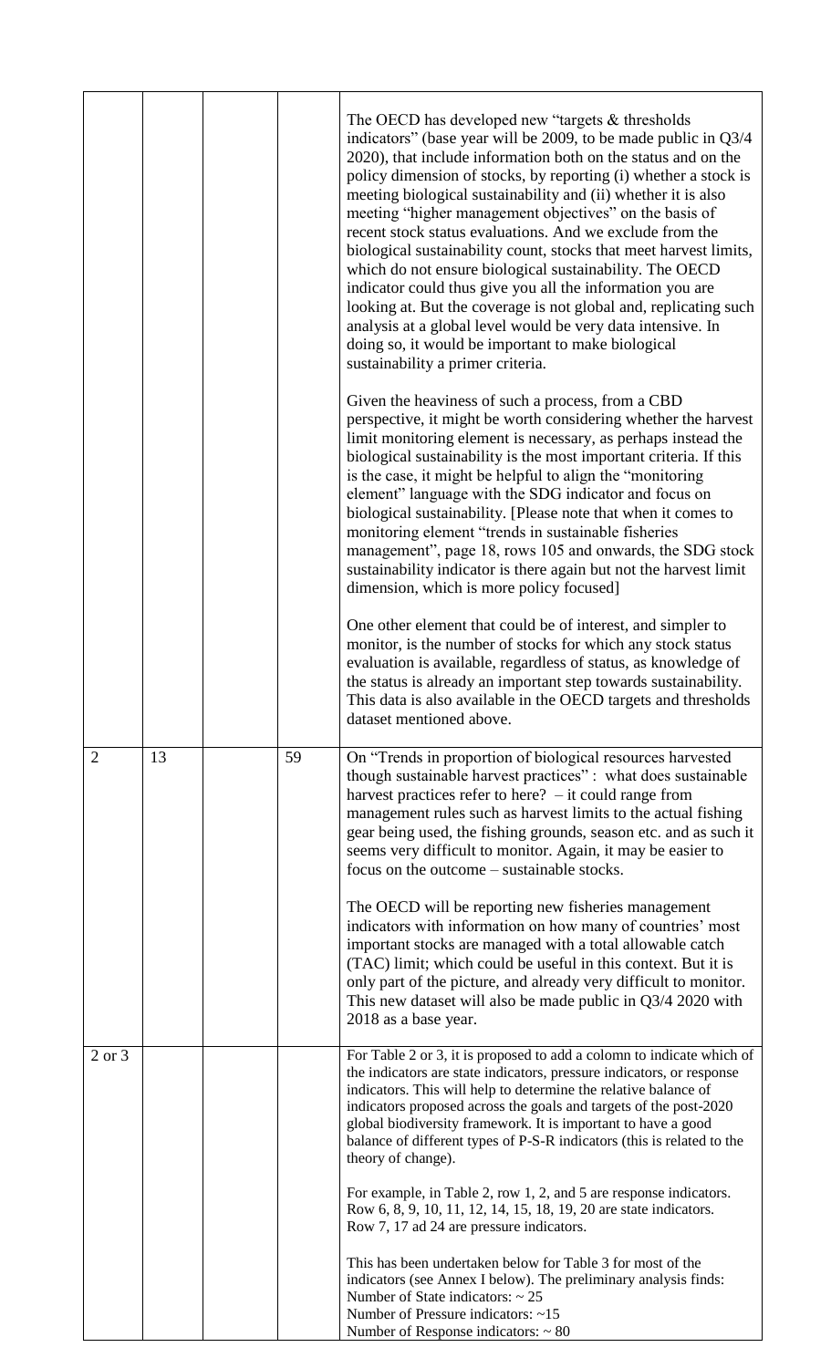| | | | | |
|---|---|---|---|---|
| | | | | The OECD has developed new "targets & thresholds indicators" (base year will be 2009, to be made public in Q3/4 2020), that include information both on the status and on the policy dimension of stocks, by reporting (i) whether a stock is meeting biological sustainability and (ii) whether it is also meeting "higher management objectives" on the basis of recent stock status evaluations. And we exclude from the biological sustainability count, stocks that meet harvest limits, which do not ensure biological sustainability. The OECD indicator could thus give you all the information you are looking at. But the coverage is not global and, replicating such analysis at a global level would be very data intensive. In doing so, it would be important to make biological sustainability a primer criteria.<br><br>Given the heaviness of such a process, from a CBD perspective, it might be worth considering whether the harvest limit monitoring element is necessary, as perhaps instead the biological sustainability is the most important criteria. If this is the case, it might be helpful to align the "monitoring element" language with the SDG indicator and focus on biological sustainability. [Please note that when it comes to monitoring element "trends in sustainable fisheries management", page 18, rows 105 and onwards, the SDG stock sustainability indicator is there again but not the harvest limit dimension, which is more policy focused]<br><br>One other element that could be of interest, and simpler to monitor, is the number of stocks for which any stock status evaluation is available, regardless of status, as knowledge of the status is already an important step towards sustainability. This data is also available in the OECD targets and thresholds dataset mentioned above. |
| 2 | 13 | | 59 | On "Trends in proportion of biological resources harvested though sustainable harvest practices" : what does sustainable harvest practices refer to here? – it could range from management rules such as harvest limits to the actual fishing gear being used, the fishing grounds, season etc. and as such it seems very difficult to monitor. Again, it may be easier to focus on the outcome – sustainable stocks.<br><br>The OECD will be reporting new fisheries management indicators with information on how many of countries' most important stocks are managed with a total allowable catch (TAC) limit; which could be useful in this context. But it is only part of the picture, and already very difficult to monitor. This new dataset will also be made public in Q3/4 2020 with 2018 as a base year. |
| 2 or 3 | | | | For Table 2 or 3, it is proposed to add a colomn to indicate which of the indicators are state indicators, pressure indicators, or response indicators. This will help to determine the relative balance of indicators proposed across the goals and targets of the post-2020 global biodiversity framework. It is important to have a good balance of different types of P-S-R indicators (this is related to the theory of change).<br><br>For example, in Table 2, row 1, 2, and 5 are response indicators. Row 6, 8, 9, 10, 11, 12, 14, 15, 18, 19, 20 are state indicators. Row 7, 17 ad 24 are pressure indicators.<br><br>This has been undertaken below for Table 3 for most of the indicators (see Annex I below). The preliminary analysis finds:<br>Number of State indicators: ~ 25<br>Number of Pressure indicators: ~15<br>Number of Response indicators: ~ 80 |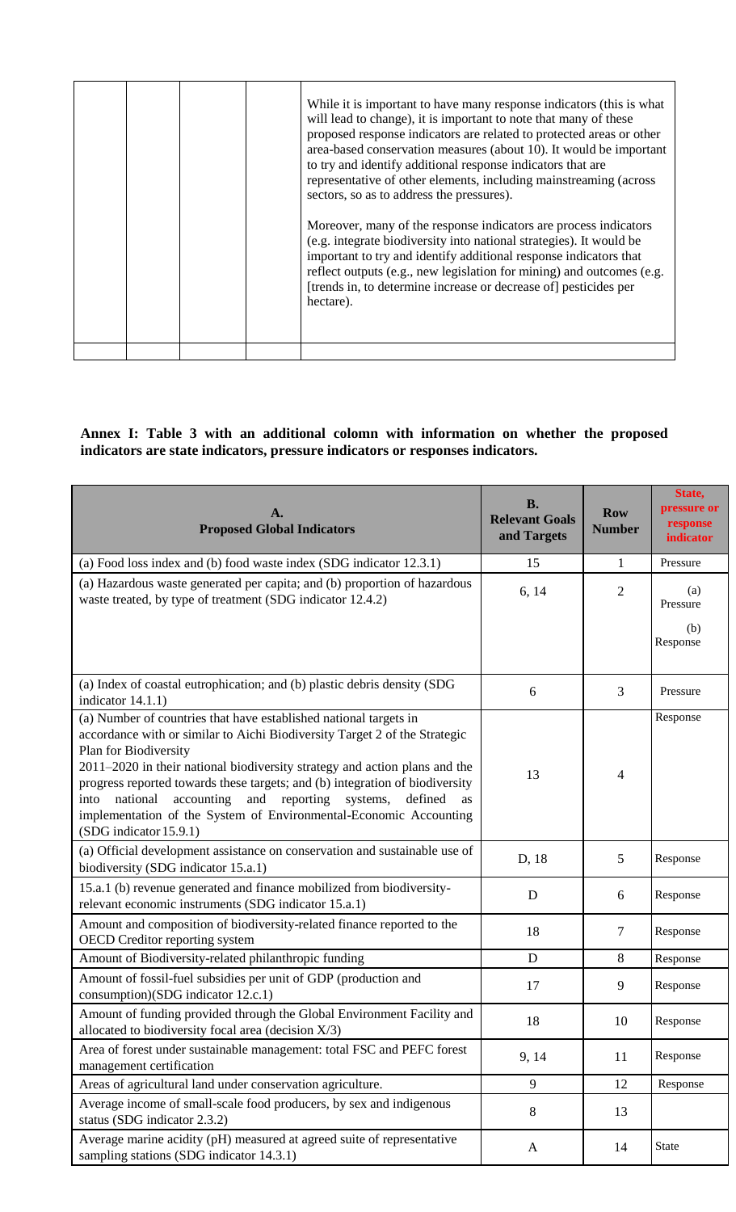| | | | | |
|---|---|---|---|---|
| | | | | While it is important to have many response indicators (this is what will lead to change), it is important to note that many of these proposed response indicators are related to protected areas or other area-based conservation measures (about 10). It would be important to try and identify additional response indicators that are representative of other elements, including mainstreaming (across sectors, so as to address the pressures).<br><br>Moreover, many of the response indicators are process indicators (e.g. integrate biodiversity into national strategies). It would be important to try and identify additional response indicators that reflect outputs (e.g., new legislation for mining) and outcomes (e.g. [trends in, to determine increase or decrease of] pesticides per hectare). |
| | | | | |

**Annex I: Table 3 with an additional colomn with information on whether the proposed indicators are state indicators, pressure indicators or responses indicators.**

| A.<br>Proposed Global Indicators | B.<br>Relevant Goals and Targets | Row Number | State, pressure or response indicator |
|---|---|---|---|
| (a) Food loss index and (b) food waste index (SDG indicator 12.3.1) | 15 | 1 | Pressure |
| (a) Hazardous waste generated per capita; and (b) proportion of hazardous waste treated, by type of treatment (SDG indicator 12.4.2) | 6, 14 | 2 | (a) Pressure<br><br>(b) Response |
| (a) Index of coastal eutrophication; and (b) plastic debris density (SDG indicator 14.1.1) | 6 | 3 | Pressure |
| (a) Number of countries that have established national targets in accordance with or similar to Aichi Biodiversity Target 2 of the Strategic Plan for Biodiversity 2011–2020 in their national biodiversity strategy and action plans and the progress reported towards these targets; and (b) integration of biodiversity into national accounting and reporting systems, defined as implementation of the System of Environmental-Economic Accounting (SDG indicator 15.9.1) | 13 | 4 | Response |
| (a) Official development assistance on conservation and sustainable use of biodiversity (SDG indicator 15.a.1) | D, 18 | 5 | Response |
| 15.a.1 (b) revenue generated and finance mobilized from biodiversity-relevant economic instruments (SDG indicator 15.a.1) | D | 6 | Response |
| Amount and composition of biodiversity-related finance reported to the OECD Creditor reporting system | 18 | 7 | Response |
| Amount of Biodiversity-related philanthropic funding | D | 8 | Response |
| Amount of fossil-fuel subsidies per unit of GDP (production and consumption)(SDG indicator 12.c.1) | 17 | 9 | Response |
| Amount of funding provided through the Global Environment Facility and allocated to biodiversity focal area (decision X/3) | 18 | 10 | Response |
| Area of forest under sustainable management: total FSC and PEFC forest management certification | 9, 14 | 11 | Response |
| Areas of agricultural land under conservation agriculture. | 9 | 12 | Response |
| Average income of small-scale food producers, by sex and indigenous status (SDG indicator 2.3.2) | 8 | 13 | |
| Average marine acidity (pH) measured at agreed suite of representative sampling stations (SDG indicator 14.3.1) | A | 14 | State |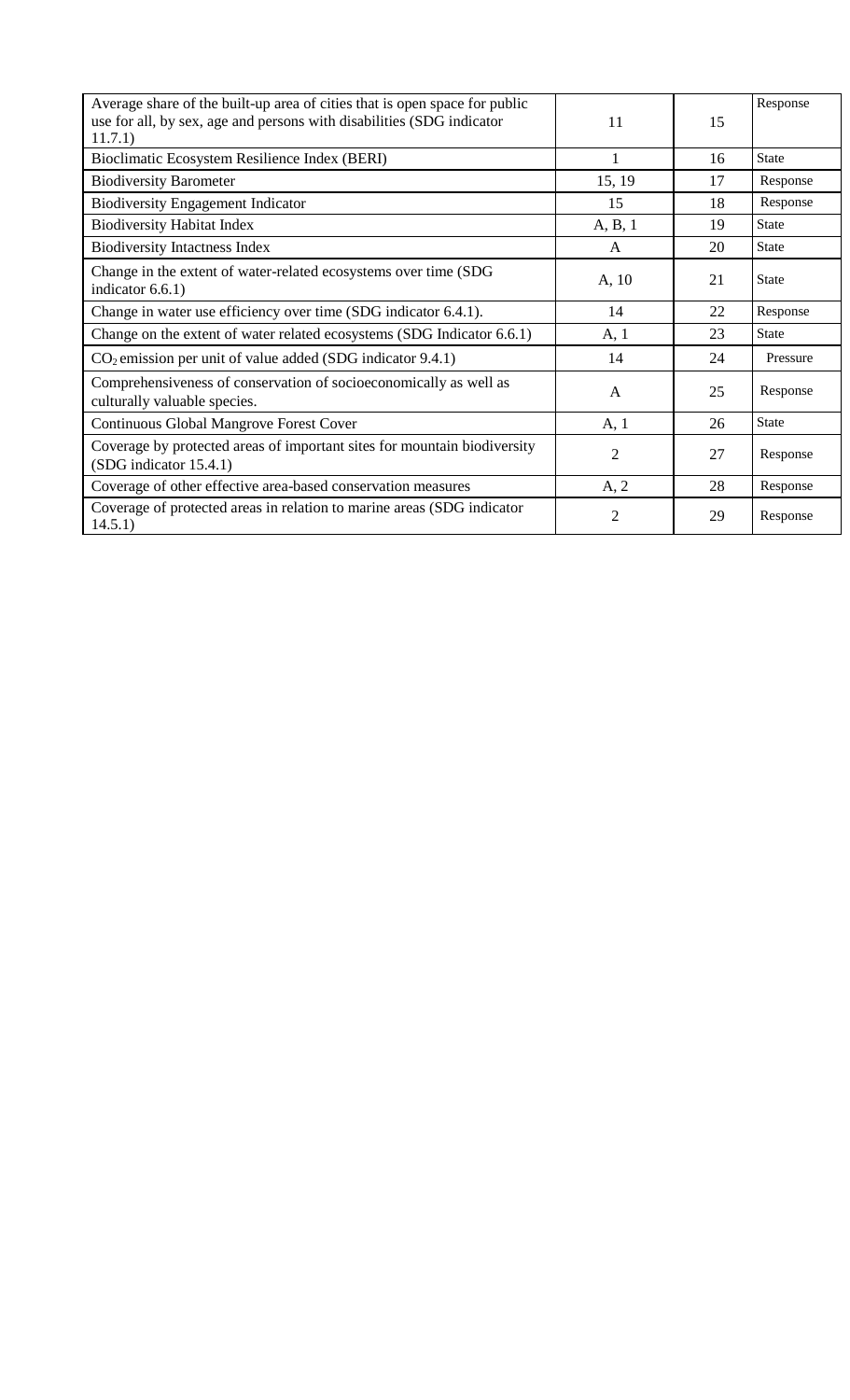| | | | |
|---|---|---|---|
| Average share of the built-up area of cities that is open space for public use for all, by sex, age and persons with disabilities (SDG indicator 11.7.1) | 11 | 15 | Response |
| Bioclimatic Ecosystem Resilience Index (BERI) | 1 | 16 | State |
| Biodiversity Barometer | 15, 19 | 17 | Response |
| Biodiversity Engagement Indicator | 15 | 18 | Response |
| Biodiversity Habitat Index | A, B, 1 | 19 | State |
| Biodiversity Intactness Index | A | 20 | State |
| Change in the extent of water-related ecosystems over time (SDG indicator 6.6.1) | A, 10 | 21 | State |
| Change in water use efficiency over time (SDG indicator 6.4.1). | 14 | 22 | Response |
| Change on the extent of water related ecosystems (SDG Indicator 6.6.1) | A, 1 | 23 | State |
| $CO_2$ emission per unit of value added (SDG indicator 9.4.1) | 14 | 24 | Pressure |
| Comprehensiveness of conservation of socioeconomically as well as culturally valuable species. | A | 25 | Response |
| Continuous Global Mangrove Forest Cover | A, 1 | 26 | State |
| Coverage by protected areas of important sites for mountain biodiversity (SDG indicator 15.4.1) | 2 | 27 | Response |
| Coverage of other effective area-based conservation measures | A, 2 | 28 | Response |
| Coverage of protected areas in relation to marine areas (SDG indicator 14.5.1) | 2 | 29 | Response |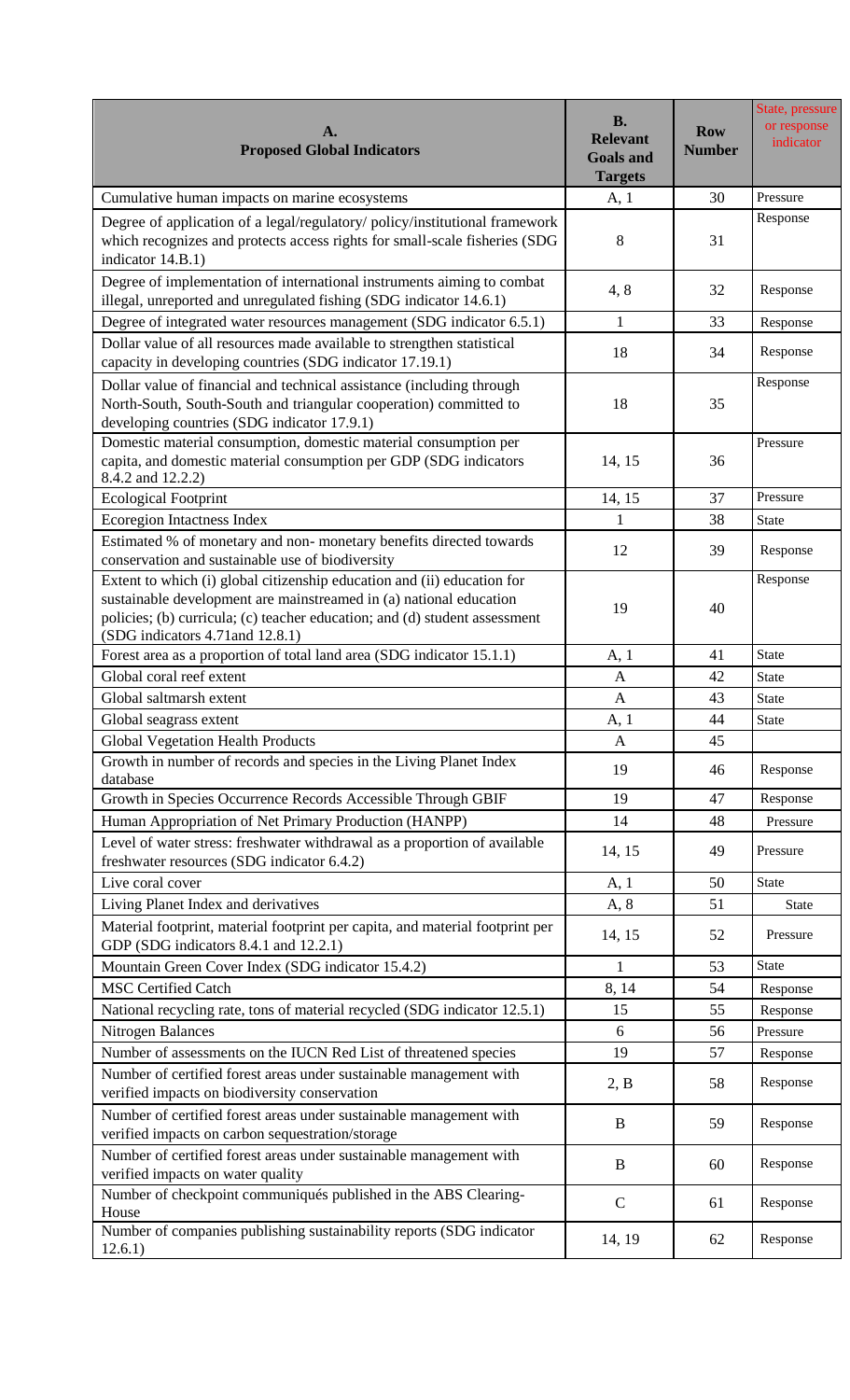| A. Proposed Global Indicators | B. Relevant Goals and Targets | Row Number | State, pressure or response indicator |
|---|---|---|---|
| Cumulative human impacts on marine ecosystems | A, 1 | 30 | Pressure |
| Degree of application of a legal/regulatory/ policy/institutional framework which recognizes and protects access rights for small-scale fisheries (SDG indicator 14.B.1) | 8 | 31 | Response |
| Degree of implementation of international instruments aiming to combat illegal, unreported and unregulated fishing (SDG indicator 14.6.1) | 4, 8 | 32 | Response |
| Degree of integrated water resources management (SDG indicator 6.5.1) | 1 | 33 | Response |
| Dollar value of all resources made available to strengthen statistical capacity in developing countries (SDG indicator 17.19.1) | 18 | 34 | Response |
| Dollar value of financial and technical assistance (including through North-South, South-South and triangular cooperation) committed to developing countries (SDG indicator 17.9.1) | 18 | 35 | Response |
| Domestic material consumption, domestic material consumption per capita, and domestic material consumption per GDP (SDG indicators 8.4.2 and 12.2.2) | 14, 15 | 36 | Pressure |
| Ecological Footprint | 14, 15 | 37 | Pressure |
| Ecoregion Intactness Index | 1 | 38 | State |
| Estimated % of monetary and non- monetary benefits directed towards conservation and sustainable use of biodiversity | 12 | 39 | Response |
| Extent to which (i) global citizenship education and (ii) education for sustainable development are mainstreamed in (a) national education policies; (b) curricula; (c) teacher education; and (d) student assessment (SDG indicators 4.71and 12.8.1) | 19 | 40 | Response |
| Forest area as a proportion of total land area (SDG indicator 15.1.1) | A, 1 | 41 | State |
| Global coral reef extent | A | 42 | State |
| Global saltmarsh extent | A | 43 | State |
| Global seagrass extent | A, 1 | 44 | State |
| Global Vegetation Health Products | A | 45 | |
| Growth in number of records and species in the Living Planet Index database | 19 | 46 | Response |
| Growth in Species Occurrence Records Accessible Through GBIF | 19 | 47 | Response |
| Human Appropriation of Net Primary Production (HANPP) | 14 | 48 | Pressure |
| Level of water stress: freshwater withdrawal as a proportion of available freshwater resources (SDG indicator 6.4.2) | 14, 15 | 49 | Pressure |
| Live coral cover | A, 1 | 50 | State |
| Living Planet Index and derivatives | A, 8 | 51 | State |
| Material footprint, material footprint per capita, and material footprint per GDP (SDG indicators 8.4.1 and 12.2.1) | 14, 15 | 52 | Pressure |
| Mountain Green Cover Index (SDG indicator 15.4.2) | 1 | 53 | State |
| MSC Certified Catch | 8, 14 | 54 | Response |
| National recycling rate, tons of material recycled (SDG indicator 12.5.1) | 15 | 55 | Response |
| Nitrogen Balances | 6 | 56 | Pressure |
| Number of assessments on the IUCN Red List of threatened species | 19 | 57 | Response |
| Number of certified forest areas under sustainable management with verified impacts on biodiversity conservation | 2, B | 58 | Response |
| Number of certified forest areas under sustainable management with verified impacts on carbon sequestration/storage | B | 59 | Response |
| Number of certified forest areas under sustainable management with verified impacts on water quality | B | 60 | Response |
| Number of checkpoint communiqués published in the ABS Clearing-House | C | 61 | Response |
| Number of companies publishing sustainability reports (SDG indicator 12.6.1) | 14, 19 | 62 | Response |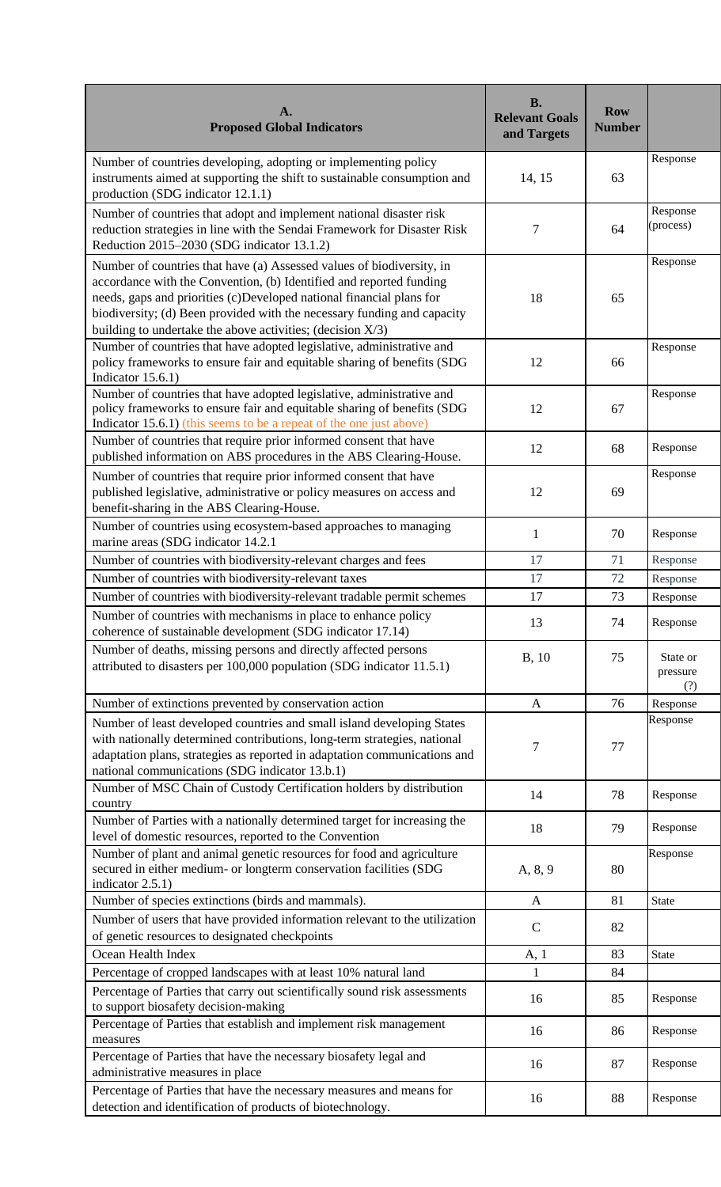| A.<br>Proposed Global Indicators | B.<br>Relevant Goals and Targets | Row Number | |
|---|---|---|---|
| Number of countries developing, adopting or implementing policy instruments aimed at supporting the shift to sustainable consumption and production (SDG indicator 12.1.1) | 14, 15 | 63 | Response |
| Number of countries that adopt and implement national disaster risk reduction strategies in line with the Sendai Framework for Disaster Risk Reduction 2015–2030 (SDG indicator 13.1.2) | 7 | 64 | Response (process) |
| Number of countries that have (a) Assessed values of biodiversity, in accordance with the Convention, (b) Identified and reported funding needs, gaps and priorities (c)Developed national financial plans for biodiversity; (d) Been provided with the necessary funding and capacity building to undertake the above activities; (decision X/3) | 18 | 65 | Response |
| Number of countries that have adopted legislative, administrative and policy frameworks to ensure fair and equitable sharing of benefits (SDG Indicator 15.6.1) | 12 | 66 | Response |
| Number of countries that have adopted legislative, administrative and policy frameworks to ensure fair and equitable sharing of benefits (SDG Indicator 15.6.1) (this seems to be a repeat of the one just above) | 12 | 67 | Response |
| Number of countries that require prior informed consent that have published information on ABS procedures in the ABS Clearing-House. | 12 | 68 | Response |
| Number of countries that require prior informed consent that have published legislative, administrative or policy measures on access and benefit-sharing in the ABS Clearing-House. | 12 | 69 | Response |
| Number of countries using ecosystem-based approaches to managing marine areas (SDG indicator 14.2.1 | 1 | 70 | Response |
| Number of countries with biodiversity-relevant charges and fees | 17 | 71 | Response |
| Number of countries with biodiversity-relevant taxes | 17 | 72 | Response |
| Number of countries with biodiversity-relevant tradable permit schemes | 17 | 73 | Response |
| Number of countries with mechanisms in place to enhance policy coherence of sustainable development (SDG indicator 17.14) | 13 | 74 | Response |
| Number of deaths, missing persons and directly affected persons attributed to disasters per 100,000 population (SDG indicator 11.5.1) | B, 10 | 75 | State or pressure (?) |
| Number of extinctions prevented by conservation action | A | 76 | Response |
| Number of least developed countries and small island developing States with nationally determined contributions, long-term strategies, national adaptation plans, strategies as reported in adaptation communications and national communications (SDG indicator 13.b.1) | 7 | 77 | Response |
| Number of MSC Chain of Custody Certification holders by distribution country | 14 | 78 | Response |
| Number of Parties with a nationally determined target for increasing the level of domestic resources, reported to the Convention | 18 | 79 | Response |
| Number of plant and animal genetic resources for food and agriculture secured in either medium- or longterm conservation facilities (SDG indicator 2.5.1) | A, 8, 9 | 80 | Response |
| Number of species extinctions (birds and mammals). | A | 81 | State |
| Number of users that have provided information relevant to the utilization of genetic resources to designated checkpoints | C | 82 | |
| Ocean Health Index | A, 1 | 83 | State |
| Percentage of cropped landscapes with at least 10% natural land | 1 | 84 | |
| Percentage of Parties that carry out scientifically sound risk assessments to support biosafety decision-making | 16 | 85 | Response |
| Percentage of Parties that establish and implement risk management measures | 16 | 86 | Response |
| Percentage of Parties that have the necessary biosafety legal and administrative measures in place | 16 | 87 | Response |
| Percentage of Parties that have the necessary measures and means for detection and identification of products of biotechnology. | 16 | 88 | Response |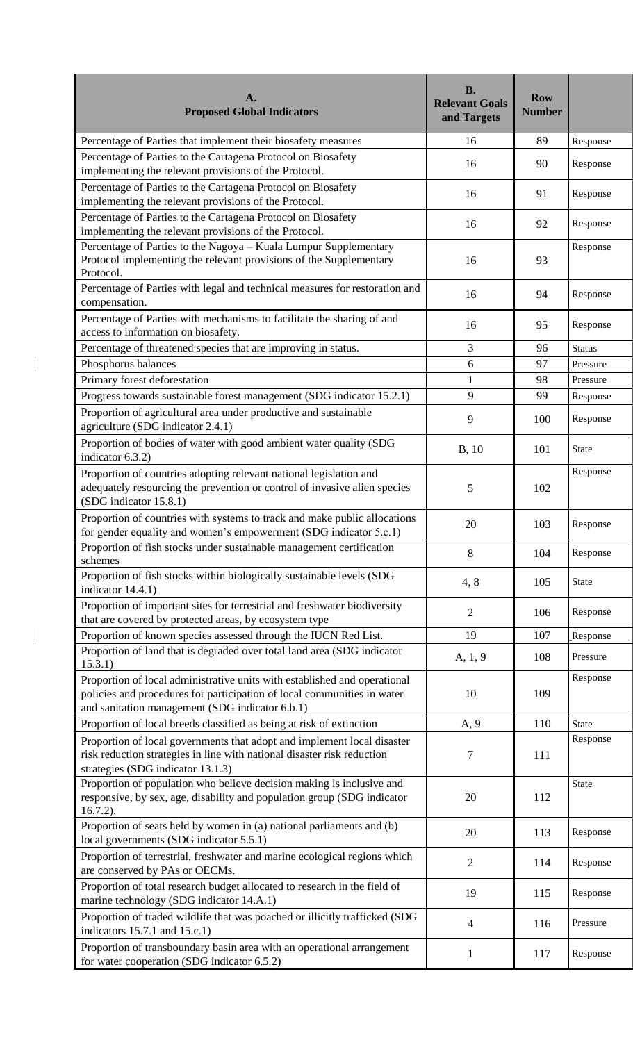| A. Proposed Global Indicators | B. Relevant Goals and Targets | Row Number | |
|---|---|---|---|
| Percentage of Parties that implement their biosafety measures | 16 | 89 | Response |
| Percentage of Parties to the Cartagena Protocol on Biosafety implementing the relevant provisions of the Protocol. | 16 | 90 | Response |
| Percentage of Parties to the Cartagena Protocol on Biosafety implementing the relevant provisions of the Protocol. | 16 | 91 | Response |
| Percentage of Parties to the Cartagena Protocol on Biosafety implementing the relevant provisions of the Protocol. | 16 | 92 | Response |
| Percentage of Parties to the Nagoya – Kuala Lumpur Supplementary Protocol implementing the relevant provisions of the Supplementary Protocol. | 16 | 93 | Response |
| Percentage of Parties with legal and technical measures for restoration and compensation. | 16 | 94 | Response |
| Percentage of Parties with mechanisms to facilitate the sharing of and access to information on biosafety. | 16 | 95 | Response |
| Percentage of threatened species that are improving in status. | 3 | 96 | Status |
| Phosphorus balances | 6 | 97 | Pressure |
| Primary forest deforestation | 1 | 98 | Pressure |
| Progress towards sustainable forest management (SDG indicator 15.2.1) | 9 | 99 | Response |
| Proportion of agricultural area under productive and sustainable agriculture (SDG indicator 2.4.1) | 9 | 100 | Response |
| Proportion of bodies of water with good ambient water quality (SDG indicator 6.3.2) | B, 10 | 101 | State |
| Proportion of countries adopting relevant national legislation and adequately resourcing the prevention or control of invasive alien species (SDG indicator 15.8.1) | 5 | 102 | Response |
| Proportion of countries with systems to track and make public allocations for gender equality and women's empowerment (SDG indicator 5.c.1) | 20 | 103 | Response |
| Proportion of fish stocks under sustainable management certification schemes | 8 | 104 | Response |
| Proportion of fish stocks within biologically sustainable levels (SDG indicator 14.4.1) | 4, 8 | 105 | State |
| Proportion of important sites for terrestrial and freshwater biodiversity that are covered by protected areas, by ecosystem type | 2 | 106 | Response |
| Proportion of known species assessed through the IUCN Red List. | 19 | 107 | Response |
| Proportion of land that is degraded over total land area (SDG indicator 15.3.1) | A, 1, 9 | 108 | Pressure |
| Proportion of local administrative units with established and operational policies and procedures for participation of local communities in water and sanitation management (SDG indicator 6.b.1) | 10 | 109 | Response |
| Proportion of local breeds classified as being at risk of extinction | A, 9 | 110 | State |
| Proportion of local governments that adopt and implement local disaster risk reduction strategies in line with national disaster risk reduction strategies (SDG indicator 13.1.3) | 7 | 111 | Response |
| Proportion of population who believe decision making is inclusive and responsive, by sex, age, disability and population group (SDG indicator 16.7.2). | 20 | 112 | State |
| Proportion of seats held by women in (a) national parliaments and (b) local governments (SDG indicator 5.5.1) | 20 | 113 | Response |
| Proportion of terrestrial, freshwater and marine ecological regions which are conserved by PAs or OECMs. | 2 | 114 | Response |
| Proportion of total research budget allocated to research in the field of marine technology (SDG indicator 14.A.1) | 19 | 115 | Response |
| Proportion of traded wildlife that was poached or illicitly trafficked (SDG indicators 15.7.1 and 15.c.1) | 4 | 116 | Pressure |
| Proportion of transboundary basin area with an operational arrangement for water cooperation (SDG indicator 6.5.2) | 1 | 117 | Response |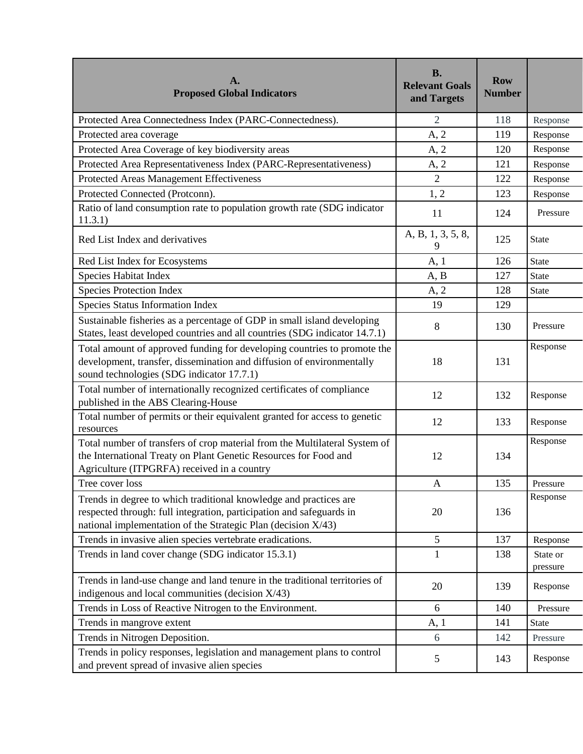| A.<br>Proposed Global Indicators | B.<br>Relevant Goals and Targets | Row Number | |
|---|---|---|---|
| Protected Area Connectedness Index (PARC-Connectedness). | 2 | 118 | Response |
| Protected area coverage | A, 2 | 119 | Response |
| Protected Area Coverage of key biodiversity areas | A, 2 | 120 | Response |
| Protected Area Representativeness Index (PARC-Representativeness) | A, 2 | 121 | Response |
| Protected Areas Management Effectiveness | 2 | 122 | Response |
| Protected Connected (Protconn). | 1, 2 | 123 | Response |
| Ratio of land consumption rate to population growth rate (SDG indicator 11.3.1) | 11 | 124 | Pressure |
| Red List Index and derivatives | A, B, 1, 3, 5, 8, 9 | 125 | State |
| Red List Index for Ecosystems | A, 1 | 126 | State |
| Species Habitat Index | A, B | 127 | State |
| Species Protection Index | A, 2 | 128 | State |
| Species Status Information Index | 19 | 129 | |
| Sustainable fisheries as a percentage of GDP in small island developing States, least developed countries and all countries (SDG indicator 14.7.1) | 8 | 130 | Pressure |
| Total amount of approved funding for developing countries to promote the development, transfer, dissemination and diffusion of environmentally sound technologies (SDG indicator 17.7.1) | 18 | 131 | Response |
| Total number of internationally recognized certificates of compliance published in the ABS Clearing-House | 12 | 132 | Response |
| Total number of permits or their equivalent granted for access to genetic resources | 12 | 133 | Response |
| Total number of transfers of crop material from the Multilateral System of the International Treaty on Plant Genetic Resources for Food and Agriculture (ITPGRFA) received in a country | 12 | 134 | Response |
| Tree cover loss | A | 135 | Pressure |
| Trends in degree to which traditional knowledge and practices are respected through: full integration, participation and safeguards in national implementation of the Strategic Plan (decision X/43) | 20 | 136 | Response |
| Trends in invasive alien species vertebrate eradications. | 5 | 137 | Response |
| Trends in land cover change (SDG indicator 15.3.1) | 1 | 138 | State or pressure |
| Trends in land-use change and land tenure in the traditional territories of indigenous and local communities (decision X/43) | 20 | 139 | Response |
| Trends in Loss of Reactive Nitrogen to the Environment. | 6 | 140 | Pressure |
| Trends in mangrove extent | A, 1 | 141 | State |
| Trends in Nitrogen Deposition. | 6 | 142 | Pressure |
| Trends in policy responses, legislation and management plans to control and prevent spread of invasive alien species | 5 | 143 | Response |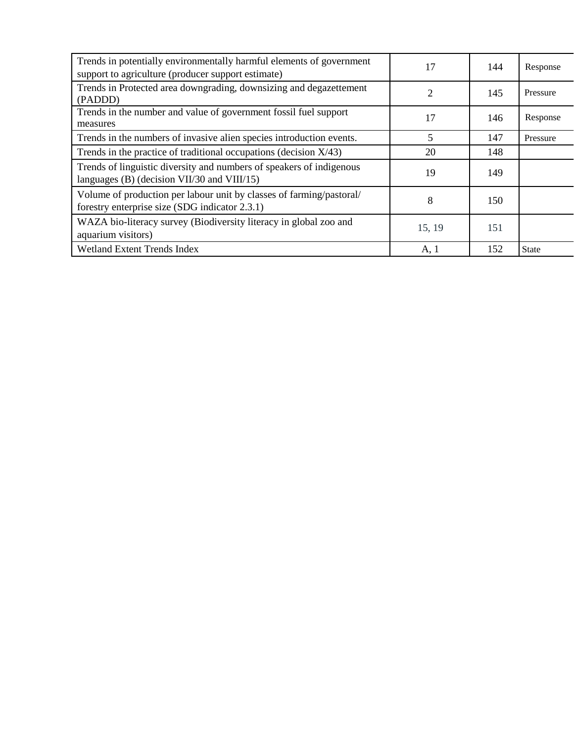| | | | |
|---|---|---|---|
| Trends in potentially environmentally harmful elements of government support to agriculture (producer support estimate) | 17 | 144 | Response |
| Trends in Protected area downgrading, downsizing and degazettement (PADDD) | 2 | 145 | Pressure |
| Trends in the number and value of government fossil fuel support measures | 17 | 146 | Response |
| Trends in the numbers of invasive alien species introduction events. | 5 | 147 | Pressure |
| Trends in the practice of traditional occupations (decision X/43) | 20 | 148 | |
| Trends of linguistic diversity and numbers of speakers of indigenous languages (B) (decision VII/30 and VIII/15) | 19 | 149 | |
| Volume of production per labour unit by classes of farming/pastoral/ forestry enterprise size (SDG indicator 2.3.1) | 8 | 150 | |
| WAZA bio-literacy survey (Biodiversity literacy in global zoo and aquarium visitors) | 15, 19 | 151 | |
| Wetland Extent Trends Index | A, 1 | 152 | State |